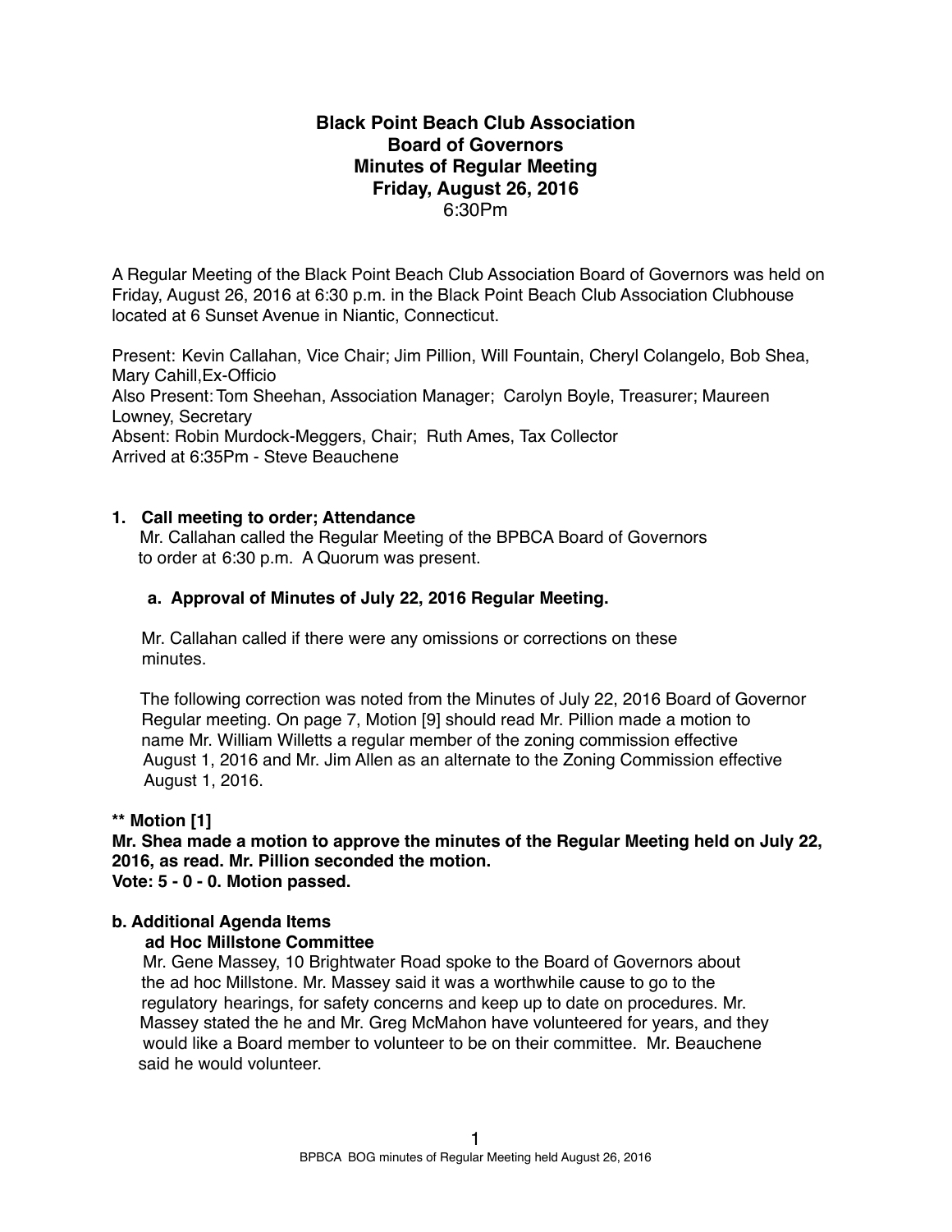# Black Point Beach Club Association
## Board of Governors
## Minutes of Regular Meeting
## Friday, August 26, 2016
6:30Pm

A Regular Meeting of the Black Point Beach Club Association Board of Governors was held on Friday, August 26, 2016 at 6:30 p.m. in the Black Point Beach Club Association Clubhouse located at 6 Sunset Avenue in Niantic, Connecticut.

Present: Kevin Callahan, Vice Chair; Jim Pillion, Will Fountain, Cheryl Colangelo, Bob Shea, Mary Cahill,Ex-Officio
Also Present: Tom Sheehan, Association Manager; Carolyn Boyle, Treasurer; Maureen Lowney, Secretary
Absent: Robin Murdock-Meggers, Chair; Ruth Ames, Tax Collector
Arrived at 6:35Pm - Steve Beauchene

**1. Call meeting to order; Attendance**

Mr. Callahan called the Regular Meeting of the BPBCA Board of Governors to order at 6:30 p.m. A Quorum was present.

**a. Approval of Minutes of July 22, 2016 Regular Meeting.**

Mr. Callahan called if there were any omissions or corrections on these minutes.

The following correction was noted from the Minutes of July 22, 2016 Board of Governor Regular meeting. On page 7, Motion [9] should read Mr. Pillion made a motion to name Mr. William Willetts a regular member of the zoning commission effective August 1, 2016 and Mr. Jim Allen as an alternate to the Zoning Commission effective August 1, 2016.

**** Motion [1]**
**Mr. Shea made a motion to approve the minutes of the Regular Meeting held on July 22, 2016, as read. Mr. Pillion seconded the motion.**
**Vote: 5 - 0 - 0. Motion passed.**

**b. Additional Agenda Items**

**ad Hoc Millstone Committee**

Mr. Gene Massey, 10 Brightwater Road spoke to the Board of Governors about the ad hoc Millstone. Mr. Massey said it was a worthwhile cause to go to the regulatory hearings, for safety concerns and keep up to date on procedures. Mr. Massey stated the he and Mr. Greg McMahon have volunteered for years, and they would like a Board member to volunteer to be on their committee. Mr. Beauchene said he would volunteer.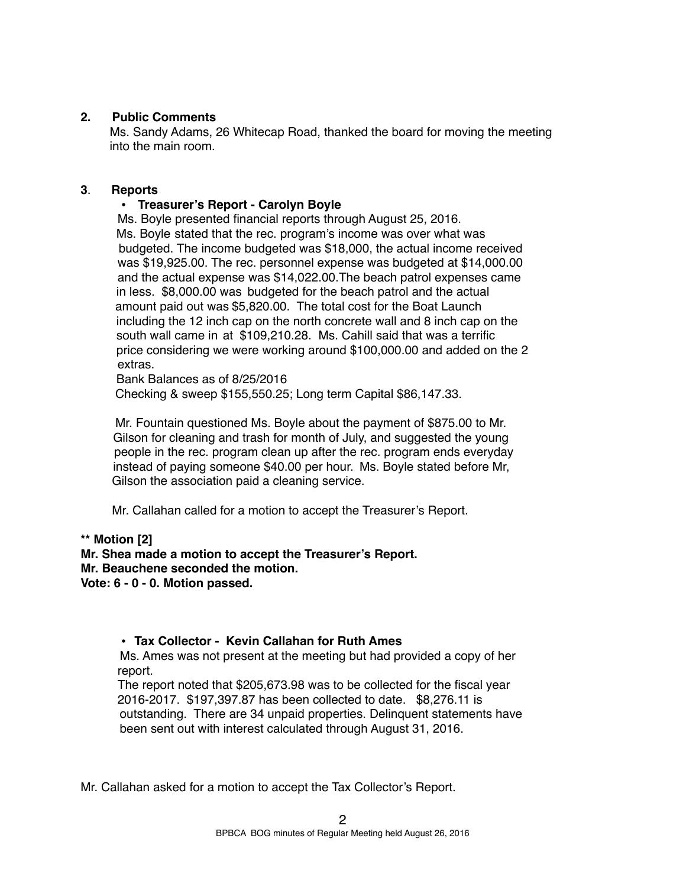**2. Public Comments**

Ms. Sandy Adams, 26 Whitecap Road, thanked the board for moving the meeting into the main room.

**3. Reports**

- **Treasurer's Report - Carolyn Boyle**

Ms. Boyle presented financial reports through August 25, 2016.
Ms. Boyle stated that the rec. program's income was over what was budgeted. The income budgeted was $18,000, the actual income received was $19,925.00. The rec. personnel expense was budgeted at $14,000.00 and the actual expense was $14,022.00.The beach patrol expenses came in less. $8,000.00 was budgeted for the beach patrol and the actual amount paid out was $5,820.00. The total cost for the Boat Launch including the 12 inch cap on the north concrete wall and 8 inch cap on the south wall came in at $109,210.28. Ms. Cahill said that was a terrific price considering we were working around $100,000.00 and added on the 2 extras.
Bank Balances as of 8/25/2016
Checking & sweep $155,550.25; Long term Capital $86,147.33.

Mr. Fountain questioned Ms. Boyle about the payment of $875.00 to Mr. Gilson for cleaning and trash for month of July, and suggested the young people in the rec. program clean up after the rec. program ends everyday instead of paying someone $40.00 per hour. Ms. Boyle stated before Mr, Gilson the association paid a cleaning service.

Mr. Callahan called for a motion to accept the Treasurer's Report.

**** Motion [2]**
**Mr. Shea made a motion to accept the Treasurer's Report.**
**Mr. Beauchene seconded the motion.**
**Vote: 6 - 0 - 0. Motion passed.**

- **Tax Collector - Kevin Callahan for Ruth Ames**

Ms. Ames was not present at the meeting but had provided a copy of her report.
The report noted that $205,673.98 was to be collected for the fiscal year 2016-2017. $197,397.87 has been collected to date. $8,276.11 is outstanding. There are 34 unpaid properties. Delinquent statements have been sent out with interest calculated through August 31, 2016.

Mr. Callahan asked for a motion to accept the Tax Collector's Report.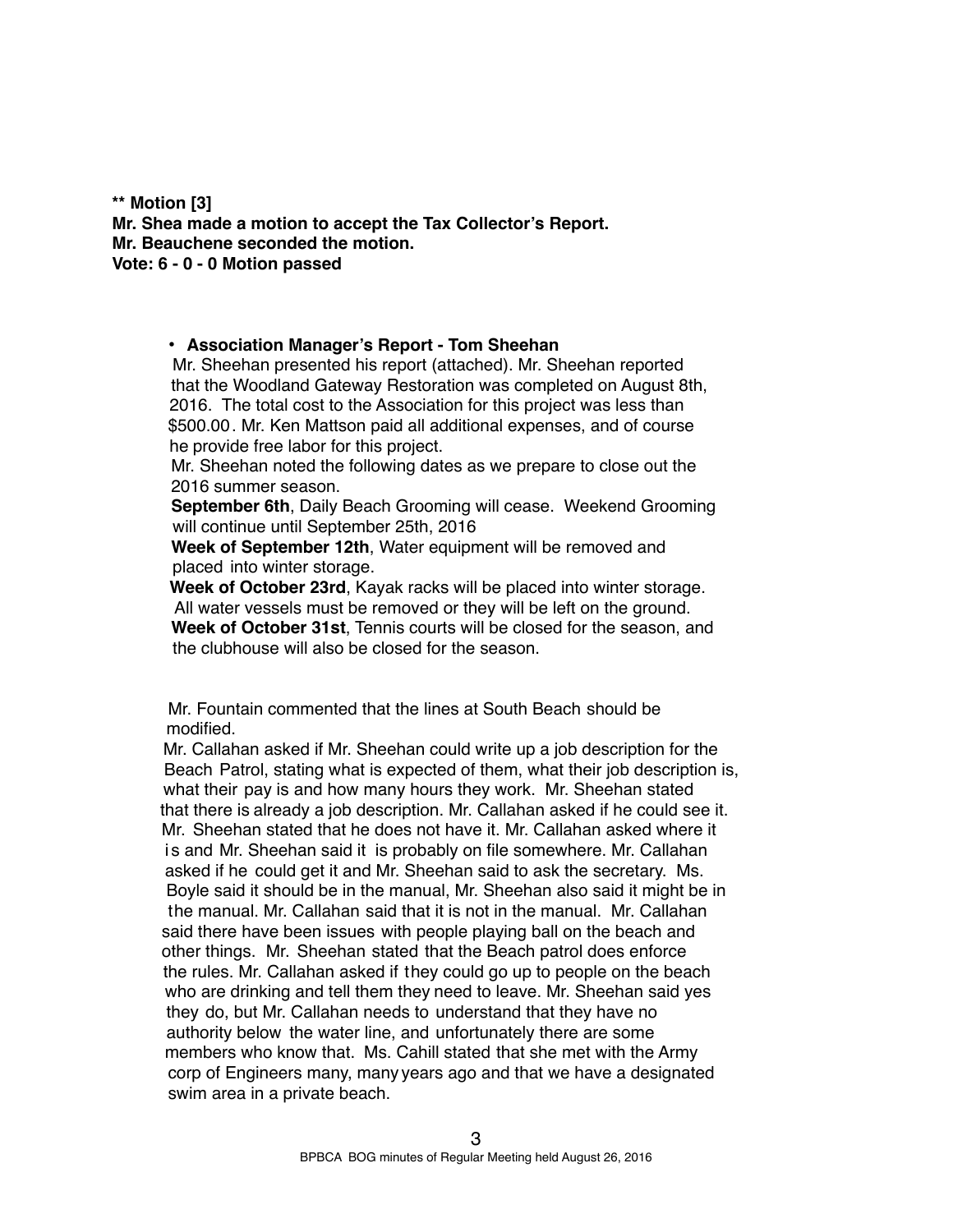**\*\* Motion [3]**
**Mr. Shea made a motion to accept the Tax Collector's Report.**
**Mr. Beauchene seconded the motion.**
**Vote: 6 - 0 - 0 Motion passed**

- **Association Manager's Report - Tom Sheehan**

  Mr. Sheehan presented his report (attached). Mr. Sheehan reported that the Woodland Gateway Restoration was completed on August 8th, 2016. The total cost to the Association for this project was less than $500.00. Mr. Ken Mattson paid all additional expenses, and of course he provide free labor for this project.

  Mr. Sheehan noted the following dates as we prepare to close out the 2016 summer season.

  **September 6th**, Daily Beach Grooming will cease. Weekend Grooming will continue until September 25th, 2016

  **Week of September 12th**, Water equipment will be removed and placed into winter storage.

  **Week of October 23rd**, Kayak racks will be placed into winter storage. All water vessels must be removed or they will be left on the ground.

  **Week of October 31st**, Tennis courts will be closed for the season, and the clubhouse will also be closed for the season.

Mr. Fountain commented that the lines at South Beach should be modified.

Mr. Callahan asked if Mr. Sheehan could write up a job description for the Beach Patrol, stating what is expected of them, what their job description is, what their pay is and how many hours they work. Mr. Sheehan stated that there is already a job description. Mr. Callahan asked if he could see it. Mr. Sheehan stated that he does not have it. Mr. Callahan asked where it is and Mr. Sheehan said it is probably on file somewhere. Mr. Callahan asked if he could get it and Mr. Sheehan said to ask the secretary. Ms. Boyle said it should be in the manual, Mr. Sheehan also said it might be in the manual. Mr. Callahan said that it is not in the manual. Mr. Callahan said there have been issues with people playing ball on the beach and other things. Mr. Sheehan stated that the Beach patrol does enforce the rules. Mr. Callahan asked if they could go up to people on the beach who are drinking and tell them they need to leave. Mr. Sheehan said yes they do, but Mr. Callahan needs to understand that they have no authority below the water line, and unfortunately there are some members who know that. Ms. Cahill stated that she met with the Army corp of Engineers many, many years ago and that we have a designated swim area in a private beach.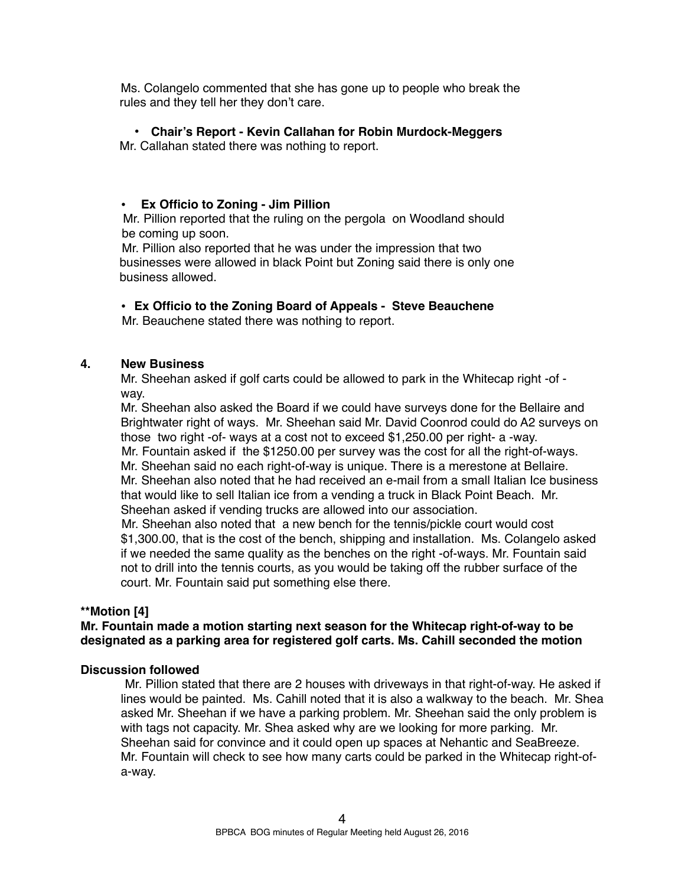Ms. Colangelo commented that she has gone up to people who break the rules and they tell her they don't care.

- **Chair's Report - Kevin Callahan for Robin Murdock-Meggers**

Mr. Callahan stated there was nothing to report.

- **Ex Officio to Zoning - Jim Pillion**

Mr. Pillion reported that the ruling on the pergola on Woodland should be coming up soon.

Mr. Pillion also reported that he was under the impression that two businesses were allowed in black Point but Zoning said there is only one business allowed.

- **Ex Officio to the Zoning Board of Appeals - Steve Beauchene**

Mr. Beauchene stated there was nothing to report.

## 4. New Business

Mr. Sheehan asked if golf carts could be allowed to park in the Whitecap right -of - way.

Mr. Sheehan also asked the Board if we could have surveys done for the Bellaire and Brightwater right of ways. Mr. Sheehan said Mr. David Coonrod could do A2 surveys on those two right -of- ways at a cost not to exceed $1,250.00 per right- a -way.

Mr. Fountain asked if the $1250.00 per survey was the cost for all the right-of-ways.

Mr. Sheehan said no each right-of-way is unique. There is a merestone at Bellaire.

Mr. Sheehan also noted that he had received an e-mail from a small Italian Ice business that would like to sell Italian ice from a vending a truck in Black Point Beach. Mr. Sheehan asked if vending trucks are allowed into our association.

Mr. Sheehan also noted that a new bench for the tennis/pickle court would cost $1,300.00, that is the cost of the bench, shipping and installation. Ms. Colangelo asked if we needed the same quality as the benches on the right -of-ways. Mr. Fountain said not to drill into the tennis courts, as you would be taking off the rubber surface of the court. Mr. Fountain said put something else there.

**\*\*Motion [4]**

**Mr. Fountain made a motion starting next season for the Whitecap right-of-way to be designated as a parking area for registered golf carts. Ms. Cahill seconded the motion**

**Discussion followed**

Mr. Pillion stated that there are 2 houses with driveways in that right-of-way. He asked if lines would be painted. Ms. Cahill noted that it is also a walkway to the beach. Mr. Shea asked Mr. Sheehan if we have a parking problem. Mr. Sheehan said the only problem is with tags not capacity. Mr. Shea asked why are we looking for more parking. Mr. Sheehan said for convince and it could open up spaces at Nehantic and SeaBreeze. Mr. Fountain will check to see how many carts could be parked in the Whitecap right-of-a-way.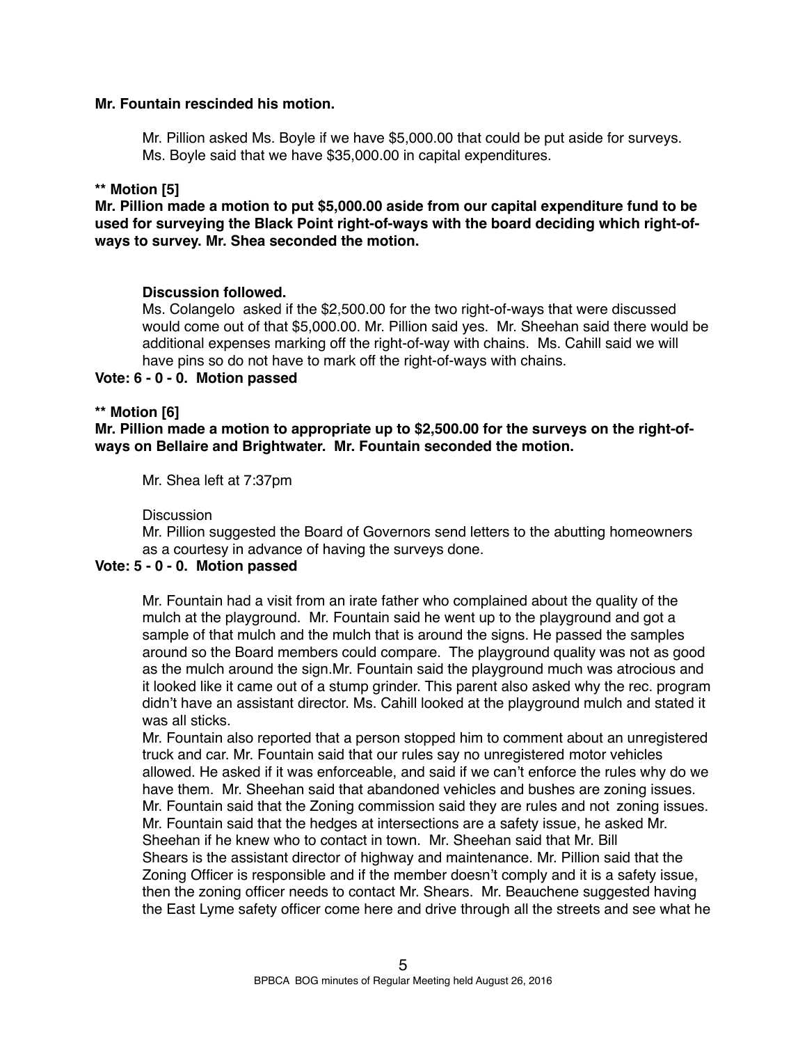**Mr. Fountain rescinded his motion.**

Mr. Pillion asked Ms. Boyle if we have $5,000.00 that could be put aside for surveys. Ms. Boyle said that we have $35,000.00 in capital expenditures.

**** Motion [5]**

**Mr. Pillion made a motion to put $5,000.00 aside from our capital expenditure fund to be used for surveying the Black Point right-of-ways with the board deciding which right-of-ways to survey. Mr. Shea seconded the motion.**

**Discussion followed.**

Ms. Colangelo asked if the $2,500.00 for the two right-of-ways that were discussed would come out of that $5,000.00. Mr. Pillion said yes. Mr. Sheehan said there would be additional expenses marking off the right-of-way with chains. Ms. Cahill said we will have pins so do not have to mark off the right-of-ways with chains.

**Vote: 6 - 0 - 0. Motion passed**

**** Motion [6]**

**Mr. Pillion made a motion to appropriate up to $2,500.00 for the surveys on the right-of-ways on Bellaire and Brightwater. Mr. Fountain seconded the motion.**

Mr. Shea left at 7:37pm

Discussion

Mr. Pillion suggested the Board of Governors send letters to the abutting homeowners as a courtesy in advance of having the surveys done.

**Vote: 5 - 0 - 0. Motion passed**

Mr. Fountain had a visit from an irate father who complained about the quality of the mulch at the playground. Mr. Fountain said he went up to the playground and got a sample of that mulch and the mulch that is around the signs. He passed the samples around so the Board members could compare. The playground quality was not as good as the mulch around the sign.Mr. Fountain said the playground much was atrocious and it looked like it came out of a stump grinder. This parent also asked why the rec. program didn't have an assistant director. Ms. Cahill looked at the playground mulch and stated it was all sticks.

Mr. Fountain also reported that a person stopped him to comment about an unregistered truck and car. Mr. Fountain said that our rules say no unregistered motor vehicles allowed. He asked if it was enforceable, and said if we can't enforce the rules why do we have them. Mr. Sheehan said that abandoned vehicles and bushes are zoning issues. Mr. Fountain said that the Zoning commission said they are rules and not zoning issues. Mr. Fountain said that the hedges at intersections are a safety issue, he asked Mr. Sheehan if he knew who to contact in town. Mr. Sheehan said that Mr. Bill Shears is the assistant director of highway and maintenance. Mr. Pillion said that the Zoning Officer is responsible and if the member doesn't comply and it is a safety issue, then the zoning officer needs to contact Mr. Shears. Mr. Beauchene suggested having the East Lyme safety officer come here and drive through all the streets and see what he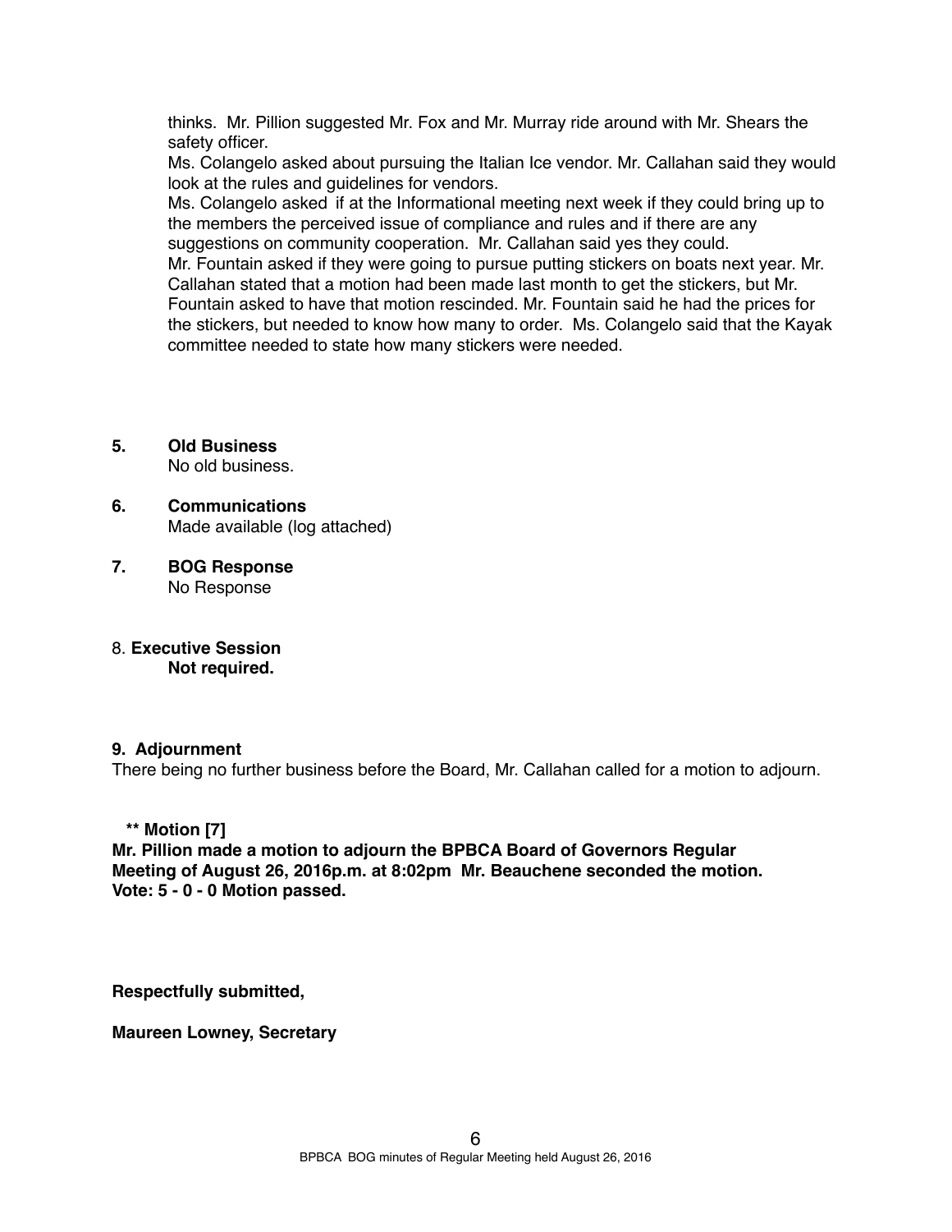thinks.  Mr. Pillion suggested Mr. Fox and Mr. Murray ride around with Mr. Shears the safety officer.

Ms. Colangelo asked about pursuing the Italian Ice vendor. Mr. Callahan said they would look at the rules and guidelines for vendors.

Ms. Colangelo asked  if at the Informational meeting next week if they could bring up to the members the perceived issue of compliance and rules and if there are any suggestions on community cooperation.  Mr. Callahan said yes they could.

Mr. Fountain asked if they were going to pursue putting stickers on boats next year. Mr. Callahan stated that a motion had been made last month to get the stickers, but Mr. Fountain asked to have that motion rescinded. Mr. Fountain said he had the prices for the stickers, but needed to know how many to order.  Ms. Colangelo said that the Kayak committee needed to state how many stickers were needed.

**5. Old Business**

No old business.

**6. Communications**

Made available (log attached)

**7. BOG Response**

No Response

8. **Executive Session**

**Not required.**

**9. Adjournment**

There being no further business before the Board, Mr. Callahan called for a motion to adjourn.

**\*\* Motion [7]**

**Mr. Pillion made a motion to adjourn the BPBCA Board of Governors Regular Meeting of August 26, 2016p.m. at 8:02pm  Mr. Beauchene seconded the motion.**
**Vote: 5 - 0 - 0 Motion passed.**

**Respectfully submitted,**

**Maureen Lowney, Secretary**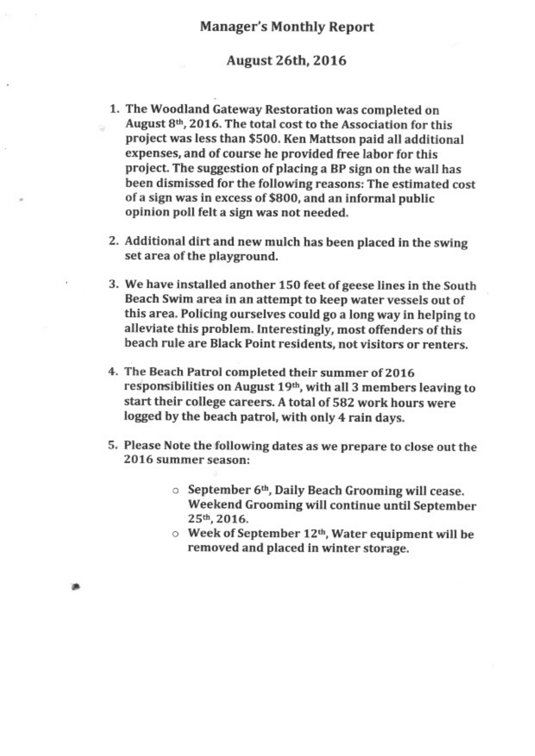# Manager's Monthly Report

## August 26th, 2016

1. The Woodland Gateway Restoration was completed on August 8th, 2016. The total cost to the Association for this project was less than $500. Ken Mattson paid all additional expenses, and of course he provided free labor for this project. The suggestion of placing a BP sign on the wall has been dismissed for the following reasons: The estimated cost of a sign was in excess of $800, and an informal public opinion poll felt a sign was not needed.

2. Additional dirt and new mulch has been placed in the swing set area of the playground.

3. We have installed another 150 feet of geese lines in the South Beach Swim area in an attempt to keep water vessels out of this area. Policing ourselves could go a long way in helping to alleviate this problem. Interestingly, most offenders of this beach rule are Black Point residents, not visitors or renters.

4. The Beach Patrol completed their summer of 2016 responsibilities on August 19th, with all 3 members leaving to start their college careers. A total of 582 work hours were logged by the beach patrol, with only 4 rain days.

5. Please Note the following dates as we prepare to close out the 2016 summer season:

    - September 6th, Daily Beach Grooming will cease. Weekend Grooming will continue until September 25th, 2016.
    - Week of September 12th, Water equipment will be removed and placed in winter storage.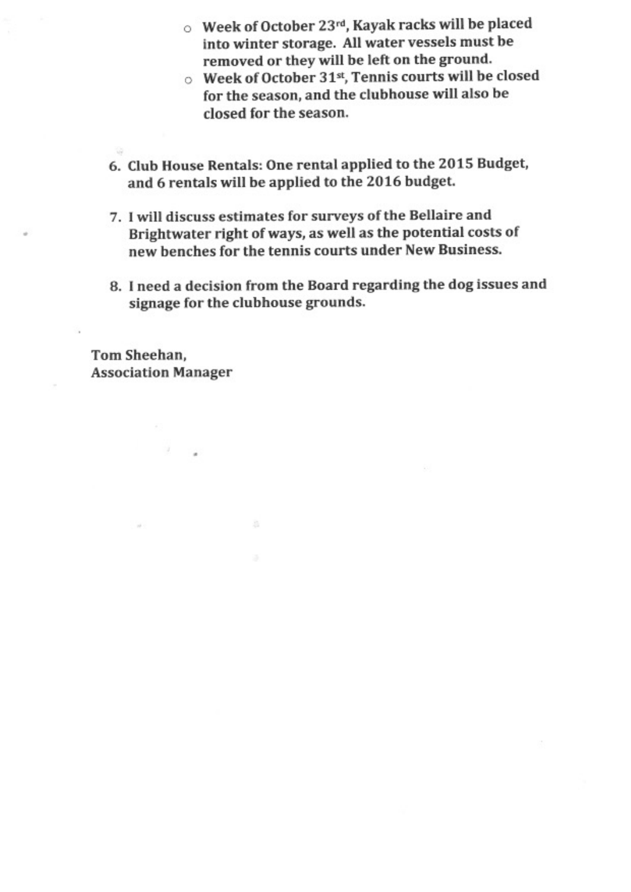- Week of October 23rd, Kayak racks will be placed into winter storage. All water vessels must be removed or they will be left on the ground.
- Week of October 31st, Tennis courts will be closed for the season, and the clubhouse will also be closed for the season.

6. Club House Rentals: One rental applied to the 2015 Budget, and 6 rentals will be applied to the 2016 budget.
7. I will discuss estimates for surveys of the Bellaire and Brightwater right of ways, as well as the potential costs of new benches for the tennis courts under New Business.
8. I need a decision from the Board regarding the dog issues and signage for the clubhouse grounds.

Tom Sheehan,
Association Manager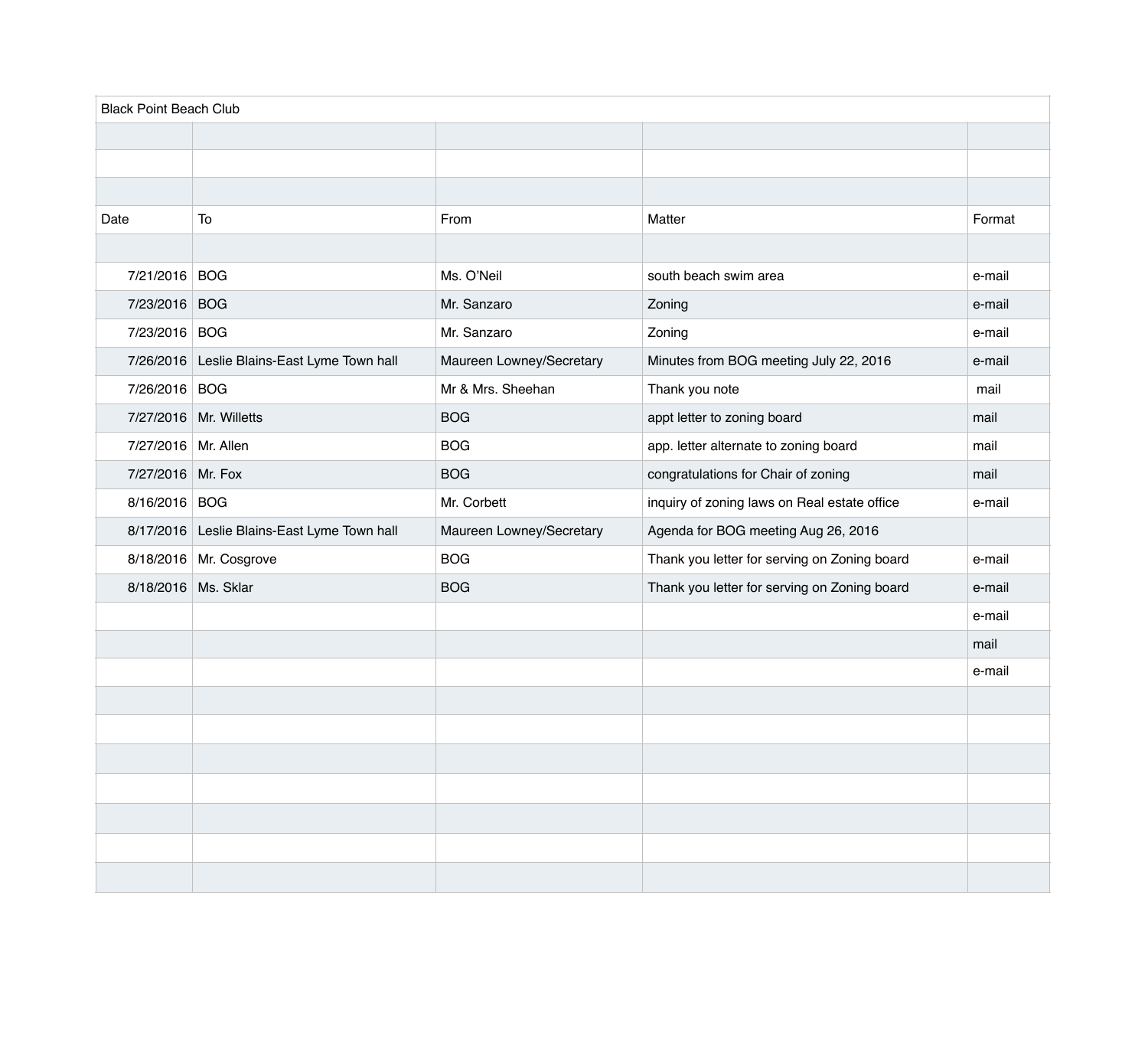Black Point Beach Club

| Date | To | From | Matter | Format |
|---|---|---|---|---|
| 7/21/2016 | BOG | Ms. O'Neil | south beach swim area | e-mail |
| 7/23/2016 | BOG | Mr. Sanzaro | Zoning | e-mail |
| 7/23/2016 | BOG | Mr. Sanzaro | Zoning | e-mail |
| 7/26/2016 | Leslie Blains-East Lyme Town hall | Maureen Lowney/Secretary | Minutes from BOG meeting July 22, 2016 | e-mail |
| 7/26/2016 | BOG | Mr & Mrs. Sheehan | Thank you note | mail |
| 7/27/2016 | Mr. Willetts | BOG | appt letter to zoning board | mail |
| 7/27/2016 | Mr. Allen | BOG | app. letter alternate to zoning board | mail |
| 7/27/2016 | Mr. Fox | BOG | congratulations for Chair of zoning | mail |
| 8/16/2016 | BOG | Mr. Corbett | inquiry of zoning laws on Real estate office | e-mail |
| 8/17/2016 | Leslie Blains-East Lyme Town hall | Maureen Lowney/Secretary | Agenda for BOG meeting Aug 26, 2016 | |
| 8/18/2016 | Mr. Cosgrove | BOG | Thank you letter for serving on Zoning board | e-mail |
| 8/18/2016 | Ms. Sklar | BOG | Thank you letter for serving on Zoning board | e-mail |
| | | | | e-mail |
| | | | | mail |
| | | | | e-mail |